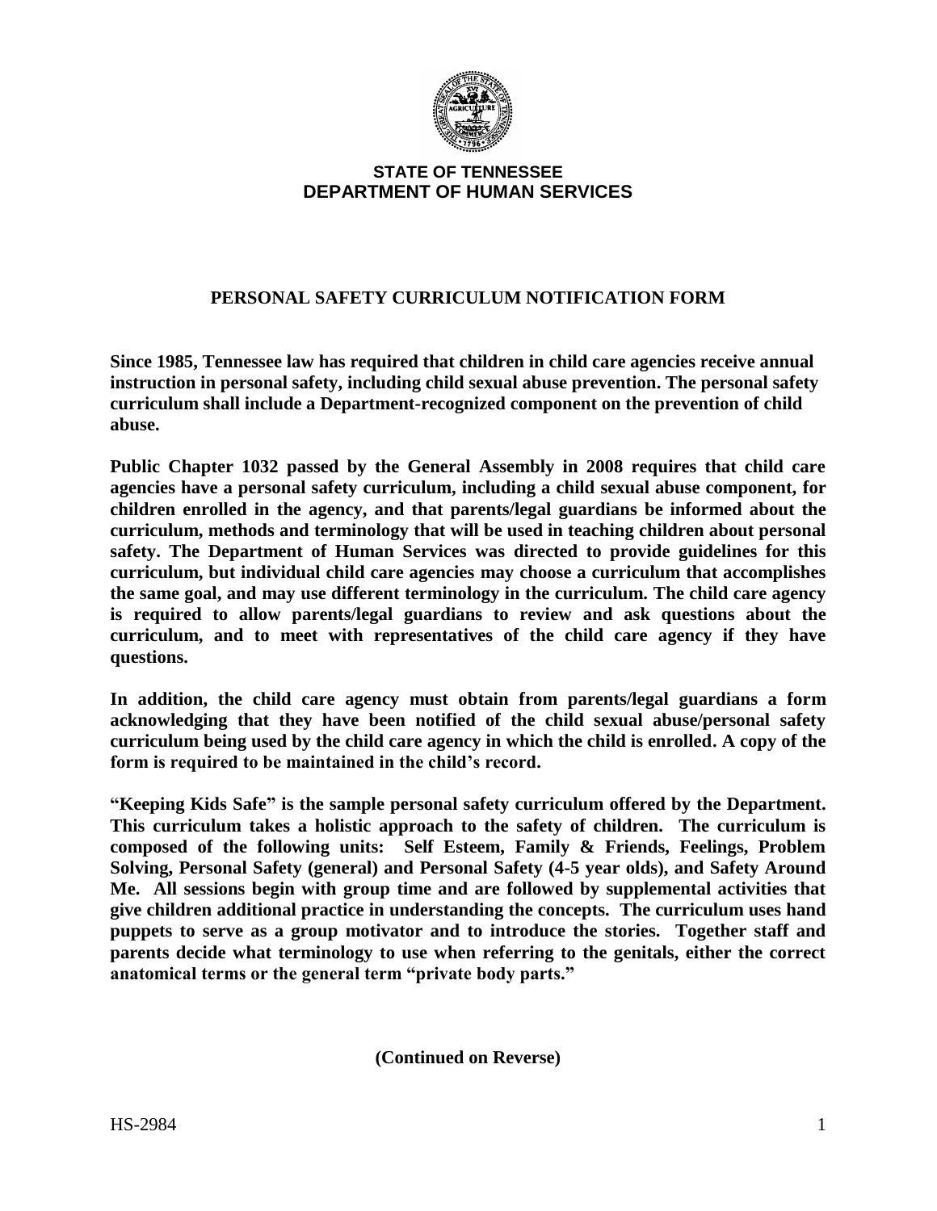**STATE OF TENNESSEE**
**DEPARTMENT OF HUMAN SERVICES**

# PERSONAL SAFETY CURRICULUM NOTIFICATION FORM

**Since 1985, Tennessee law has required that children in child care agencies receive annual instruction in personal safety, including child sexual abuse prevention. The personal safety curriculum shall include a Department-recognized component on the prevention of child abuse.**

**Public Chapter 1032 passed by the General Assembly in 2008 requires that child care agencies have a personal safety curriculum, including a child sexual abuse component, for children enrolled in the agency, and that parents/legal guardians be informed about the curriculum, methods and terminology that will be used in teaching children about personal safety. The Department of Human Services was directed to provide guidelines for this curriculum, but individual child care agencies may choose a curriculum that accomplishes the same goal, and may use different terminology in the curriculum. The child care agency is required to allow parents/legal guardians to review and ask questions about the curriculum, and to meet with representatives of the child care agency if they have questions.**

**In addition, the child care agency must obtain from parents/legal guardians a form acknowledging that they have been notified of the child sexual abuse/personal safety curriculum being used by the child care agency in which the child is enrolled. A copy of the form is required to be maintained in the child's record.**

**"Keeping Kids Safe" is the sample personal safety curriculum offered by the Department. This curriculum takes a holistic approach to the safety of children. The curriculum is composed of the following units: Self Esteem, Family & Friends, Feelings, Problem Solving, Personal Safety (general) and Personal Safety (4-5 year olds), and Safety Around Me. All sessions begin with group time and are followed by supplemental activities that give children additional practice in understanding the concepts. The curriculum uses hand puppets to serve as a group motivator and to introduce the stories. Together staff and parents decide what terminology to use when referring to the genitals, either the correct anatomical terms or the general term "private body parts."**

**(Continued on Reverse)**

HS-2984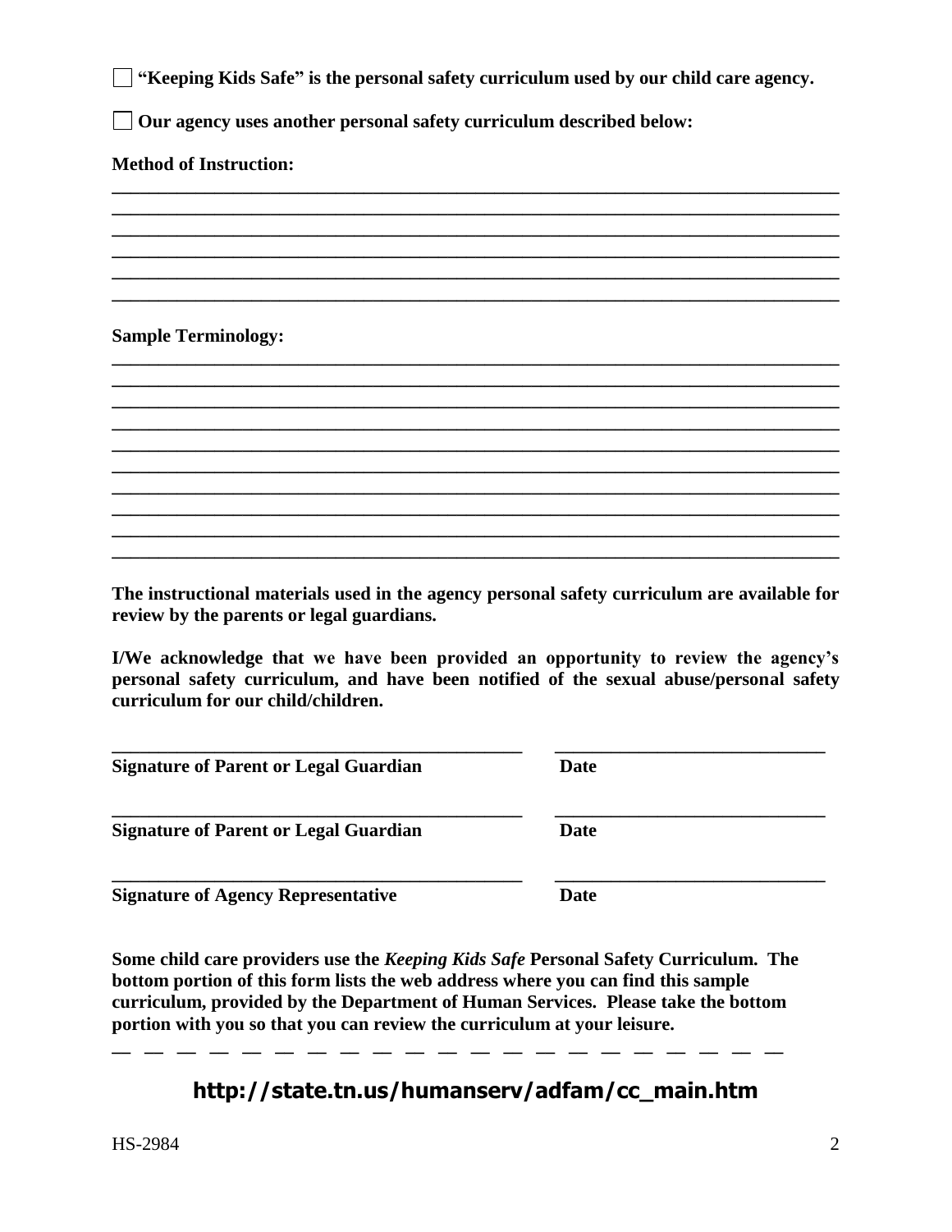☐ **"Keeping Kids Safe" is the personal safety curriculum used by our child care agency.**

☐ **Our agency uses another personal safety curriculum described below:**

**Method of Instruction:**

\_\_\_\_\_\_\_\_\_\_\_\_\_\_\_\_\_\_\_\_\_\_\_\_\_\_\_\_\_\_\_\_\_\_\_\_\_\_\_\_\_\_\_\_\_\_\_\_\_\_\_\_\_\_\_\_\_\_\_\_\_\_\_\_\_\_\_\_\_\_\_\_\_\_\_\_
\_\_\_\_\_\_\_\_\_\_\_\_\_\_\_\_\_\_\_\_\_\_\_\_\_\_\_\_\_\_\_\_\_\_\_\_\_\_\_\_\_\_\_\_\_\_\_\_\_\_\_\_\_\_\_\_\_\_\_\_\_\_\_\_\_\_\_\_\_\_\_\_\_\_\_\_
\_\_\_\_\_\_\_\_\_\_\_\_\_\_\_\_\_\_\_\_\_\_\_\_\_\_\_\_\_\_\_\_\_\_\_\_\_\_\_\_\_\_\_\_\_\_\_\_\_\_\_\_\_\_\_\_\_\_\_\_\_\_\_\_\_\_\_\_\_\_\_\_\_\_\_\_
\_\_\_\_\_\_\_\_\_\_\_\_\_\_\_\_\_\_\_\_\_\_\_\_\_\_\_\_\_\_\_\_\_\_\_\_\_\_\_\_\_\_\_\_\_\_\_\_\_\_\_\_\_\_\_\_\_\_\_\_\_\_\_\_\_\_\_\_\_\_\_\_\_\_\_\_
\_\_\_\_\_\_\_\_\_\_\_\_\_\_\_\_\_\_\_\_\_\_\_\_\_\_\_\_\_\_\_\_\_\_\_\_\_\_\_\_\_\_\_\_\_\_\_\_\_\_\_\_\_\_\_\_\_\_\_\_\_\_\_\_\_\_\_\_\_\_\_\_\_\_\_\_
\_\_\_\_\_\_\_\_\_\_\_\_\_\_\_\_\_\_\_\_\_\_\_\_\_\_\_\_\_\_\_\_\_\_\_\_\_\_\_\_\_\_\_\_\_\_\_\_\_\_\_\_\_\_\_\_\_\_\_\_\_\_\_\_\_\_\_\_\_\_\_\_\_\_\_\_

**Sample Terminology:**

\_\_\_\_\_\_\_\_\_\_\_\_\_\_\_\_\_\_\_\_\_\_\_\_\_\_\_\_\_\_\_\_\_\_\_\_\_\_\_\_\_\_\_\_\_\_\_\_\_\_\_\_\_\_\_\_\_\_\_\_\_\_\_\_\_\_\_\_\_\_\_\_\_\_\_\_
\_\_\_\_\_\_\_\_\_\_\_\_\_\_\_\_\_\_\_\_\_\_\_\_\_\_\_\_\_\_\_\_\_\_\_\_\_\_\_\_\_\_\_\_\_\_\_\_\_\_\_\_\_\_\_\_\_\_\_\_\_\_\_\_\_\_\_\_\_\_\_\_\_\_\_\_
\_\_\_\_\_\_\_\_\_\_\_\_\_\_\_\_\_\_\_\_\_\_\_\_\_\_\_\_\_\_\_\_\_\_\_\_\_\_\_\_\_\_\_\_\_\_\_\_\_\_\_\_\_\_\_\_\_\_\_\_\_\_\_\_\_\_\_\_\_\_\_\_\_\_\_\_
\_\_\_\_\_\_\_\_\_\_\_\_\_\_\_\_\_\_\_\_\_\_\_\_\_\_\_\_\_\_\_\_\_\_\_\_\_\_\_\_\_\_\_\_\_\_\_\_\_\_\_\_\_\_\_\_\_\_\_\_\_\_\_\_\_\_\_\_\_\_\_\_\_\_\_\_
\_\_\_\_\_\_\_\_\_\_\_\_\_\_\_\_\_\_\_\_\_\_\_\_\_\_\_\_\_\_\_\_\_\_\_\_\_\_\_\_\_\_\_\_\_\_\_\_\_\_\_\_\_\_\_\_\_\_\_\_\_\_\_\_\_\_\_\_\_\_\_\_\_\_\_\_
\_\_\_\_\_\_\_\_\_\_\_\_\_\_\_\_\_\_\_\_\_\_\_\_\_\_\_\_\_\_\_\_\_\_\_\_\_\_\_\_\_\_\_\_\_\_\_\_\_\_\_\_\_\_\_\_\_\_\_\_\_\_\_\_\_\_\_\_\_\_\_\_\_\_\_\_
\_\_\_\_\_\_\_\_\_\_\_\_\_\_\_\_\_\_\_\_\_\_\_\_\_\_\_\_\_\_\_\_\_\_\_\_\_\_\_\_\_\_\_\_\_\_\_\_\_\_\_\_\_\_\_\_\_\_\_\_\_\_\_\_\_\_\_\_\_\_\_\_\_\_\_\_
\_\_\_\_\_\_\_\_\_\_\_\_\_\_\_\_\_\_\_\_\_\_\_\_\_\_\_\_\_\_\_\_\_\_\_\_\_\_\_\_\_\_\_\_\_\_\_\_\_\_\_\_\_\_\_\_\_\_\_\_\_\_\_\_\_\_\_\_\_\_\_\_\_\_\_\_
\_\_\_\_\_\_\_\_\_\_\_\_\_\_\_\_\_\_\_\_\_\_\_\_\_\_\_\_\_\_\_\_\_\_\_\_\_\_\_\_\_\_\_\_\_\_\_\_\_\_\_\_\_\_\_\_\_\_\_\_\_\_\_\_\_\_\_\_\_\_\_\_\_\_\_\_
\_\_\_\_\_\_\_\_\_\_\_\_\_\_\_\_\_\_\_\_\_\_\_\_\_\_\_\_\_\_\_\_\_\_\_\_\_\_\_\_\_\_\_\_\_\_\_\_\_\_\_\_\_\_\_\_\_\_\_\_\_\_\_\_\_\_\_\_\_\_\_\_\_\_\_\_

**The instructional materials used in the agency personal safety curriculum are available for review by the parents or legal guardians.**

**I/We acknowledge that we have been provided an opportunity to review the agency's personal safety curriculum, and have been notified of the sexual abuse/personal safety curriculum for our child/children.**

\_\_\_\_\_\_\_\_\_\_\_\_\_\_\_\_\_\_\_\_\_\_\_\_\_\_\_\_\_\_\_\_\_\_\_\_\_\_\_\_\_\_ \_\_\_\_\_\_\_\_\_\_\_\_\_\_\_\_\_\_\_\_\_\_\_\_\_\_\_\_
**Signature of Parent or Legal Guardian** **Date**

\_\_\_\_\_\_\_\_\_\_\_\_\_\_\_\_\_\_\_\_\_\_\_\_\_\_\_\_\_\_\_\_\_\_\_\_\_\_\_\_\_\_ \_\_\_\_\_\_\_\_\_\_\_\_\_\_\_\_\_\_\_\_\_\_\_\_\_\_\_\_
**Signature of Parent or Legal Guardian** **Date**

\_\_\_\_\_\_\_\_\_\_\_\_\_\_\_\_\_\_\_\_\_\_\_\_\_\_\_\_\_\_\_\_\_\_\_\_\_\_\_\_\_\_ \_\_\_\_\_\_\_\_\_\_\_\_\_\_\_\_\_\_\_\_\_\_\_\_\_\_\_\_
**Signature of Agency Representative** **Date**

**Some child care providers use the *Keeping Kids Safe* Personal Safety Curriculum. The bottom portion of this form lists the web address where you can find this sample curriculum, provided by the Department of Human Services. Please take the bottom portion with you so that you can review the curriculum at your leisure.**

— — — — — — — — — — — — — — — — — — — — — —

## http://state.tn.us/humanserv/adfam/cc_main.htm

HS-2984